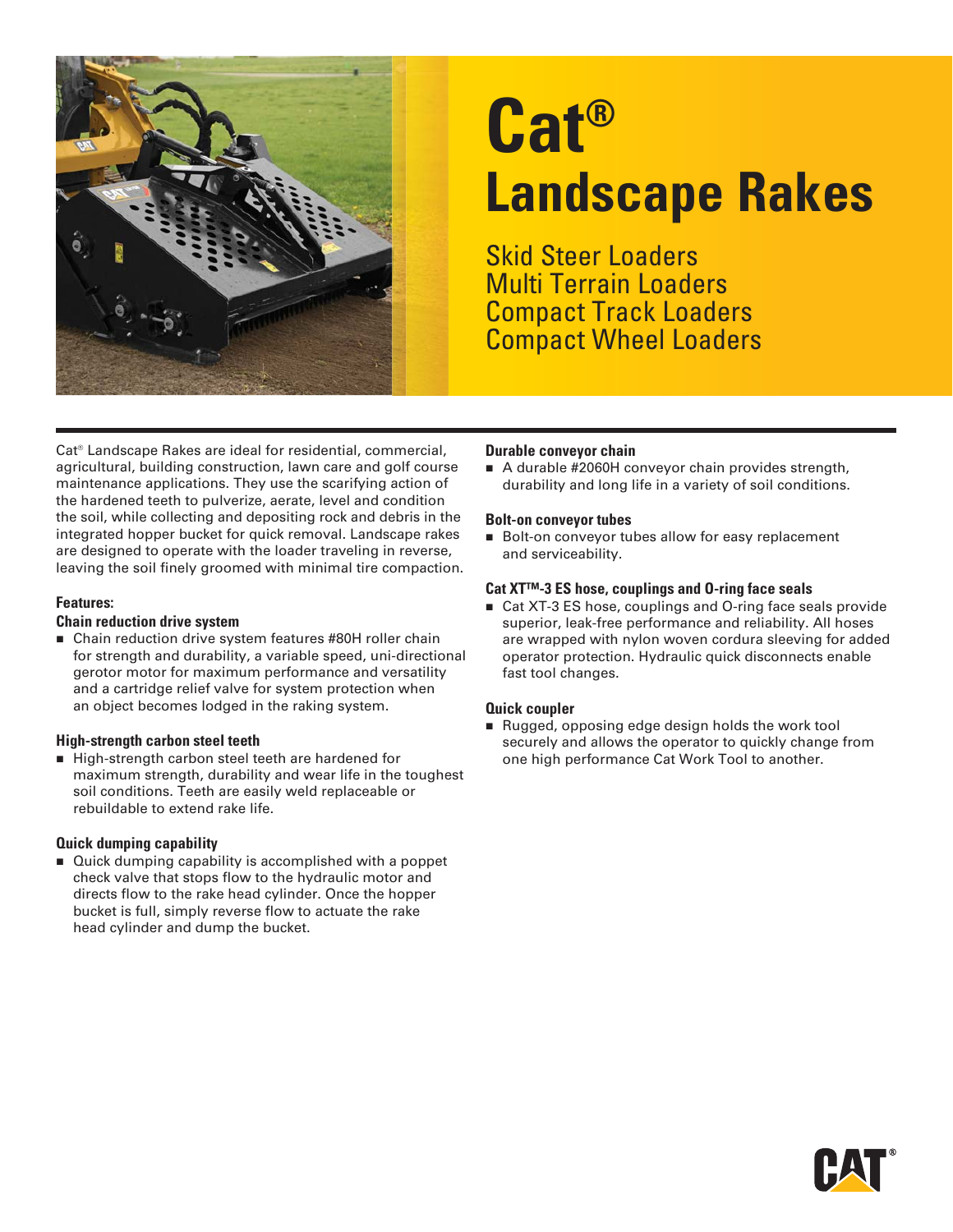# Cat® Landscape Rakes

## Skid Steer Loaders
## Multi Terrain Loaders
## Compact Track Loaders
## Compact Wheel Loaders

Cat® Landscape Rakes are ideal for residential, commercial, agricultural, building construction, lawn care and golf course maintenance applications. They use the scarifying action of the hardened teeth to pulverize, aerate, level and condition the soil, while collecting and depositing rock and debris in the integrated hopper bucket for quick removal. Landscape rakes are designed to operate with the loader traveling in reverse, leaving the soil finely groomed with minimal tire compaction.

**Features:**

### Chain reduction drive system

- Chain reduction drive system features #80H roller chain for strength and durability, a variable speed, uni-directional gerotor motor for maximum performance and versatility and a cartridge relief valve for system protection when an object becomes lodged in the raking system.

### High-strength carbon steel teeth

- High-strength carbon steel teeth are hardened for maximum strength, durability and wear life in the toughest soil conditions. Teeth are easily weld replaceable or rebuildable to extend rake life.

### Quick dumping capability

- Quick dumping capability is accomplished with a poppet check valve that stops flow to the hydraulic motor and directs flow to the rake head cylinder. Once the hopper bucket is full, simply reverse flow to actuate the rake head cylinder and dump the bucket.

### Durable conveyor chain

- A durable #2060H conveyor chain provides strength, durability and long life in a variety of soil conditions.

### Bolt-on conveyor tubes

- Bolt-on conveyor tubes allow for easy replacement and serviceability.

### Cat XT™-3 ES hose, couplings and O-ring face seals

- Cat XT-3 ES hose, couplings and O-ring face seals provide superior, leak-free performance and reliability. All hoses are wrapped with nylon woven cordura sleeving for added operator protection. Hydraulic quick disconnects enable fast tool changes.

### Quick coupler

- Rugged, opposing edge design holds the work tool securely and allows the operator to quickly change from one high performance Cat Work Tool to another.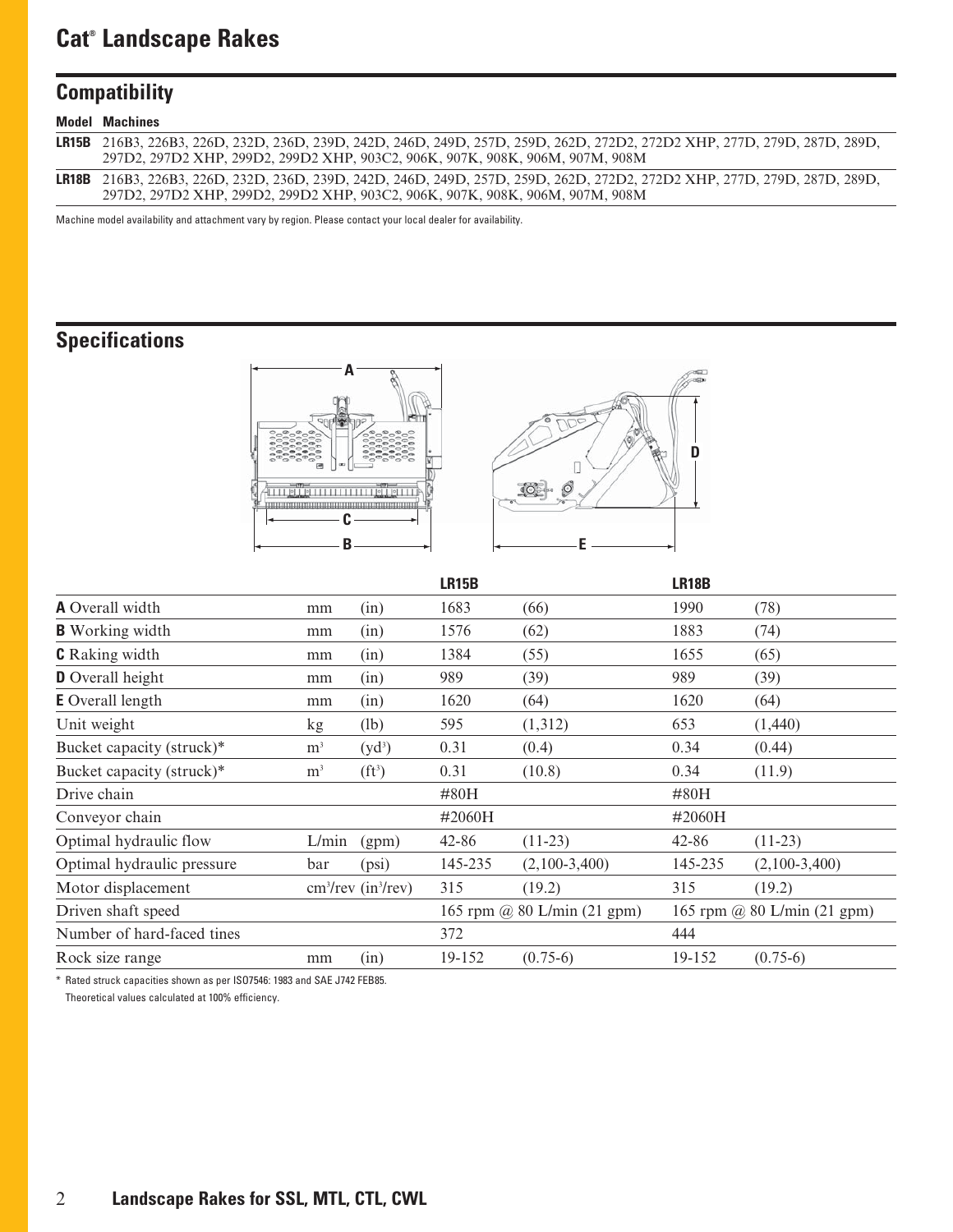# Cat® Landscape Rakes

## Compatibility

| Model | Machines |
|---|---|
| LR15B | 216B3, 226B3, 226D, 232D, 236D, 239D, 242D, 246D, 249D, 257D, 259D, 262D, 272D2, 272D2 XHP, 277D, 279D, 287D, 289D, 297D2, 297D2 XHP, 299D2, 299D2 XHP, 903C2, 906K, 907K, 908K, 906M, 907M, 908M |
| LR18B | 216B3, 226B3, 226D, 232D, 236D, 239D, 242D, 246D, 249D, 257D, 259D, 262D, 272D2, 272D2 XHP, 277D, 279D, 287D, 289D, 297D2, 297D2 XHP, 299D2, 299D2 XHP, 903C2, 906K, 907K, 908K, 906M, 907M, 908M |

Machine model availability and attachment vary by region. Please contact your local dealer for availability.

## Specifications

| | | | LR15B | | LR18B | |
|---|---|---|---|---|---|---|
| **A** Overall width | mm | (in) | 1683 | (66) | 1990 | (78) |
| **B** Working width | mm | (in) | 1576 | (62) | 1883 | (74) |
| **C** Raking width | mm | (in) | 1384 | (55) | 1655 | (65) |
| **D** Overall height | mm | (in) | 989 | (39) | 989 | (39) |
| **E** Overall length | mm | (in) | 1620 | (64) | 1620 | (64) |
| Unit weight | kg | (lb) | 595 | (1,312) | 653 | (1,440) |
| Bucket capacity (struck)* | $m^3$ | ($yd^3$) | 0.31 | (0.4) | 0.34 | (0.44) |
| Bucket capacity (struck)* | $m^3$ | ($ft^3$) | 0.31 | (10.8) | 0.34 | (11.9) |
| Drive chain | | | #80H | | #80H | |
| Conveyor chain | | | #2060H | | #2060H | |
| Optimal hydraulic flow | L/min | (gpm) | 42-86 | (11-23) | 42-86 | (11-23) |
| Optimal hydraulic pressure | bar | (psi) | 145-235 | (2,100-3,400) | 145-235 | (2,100-3,400) |
| Motor displacement | $cm^3$/rev | ($in^3$/rev) | 315 | (19.2) | 315 | (19.2) |
| Driven shaft speed | | | 165 rpm @ 80 L/min (21 gpm) | | 165 rpm @ 80 L/min (21 gpm) | |
| Number of hard-faced tines | | | 372 | | 444 | |
| Rock size range | mm | (in) | 19-152 | (0.75-6) | 19-152 | (0.75-6) |

\* Rated struck capacities shown as per ISO7546: 1983 and SAE J742 FEB85.
Theoretical values calculated at 100% efficiency.

Landscape Rakes for SSL, MTL, CTL, CWL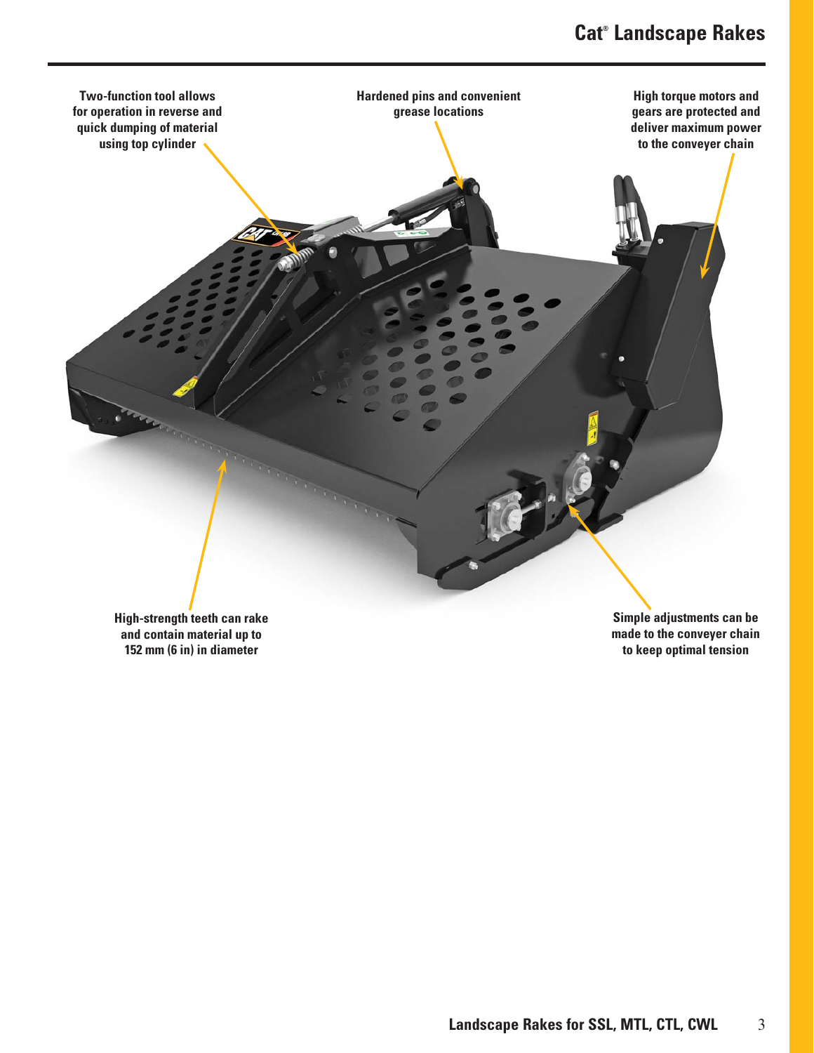Two-function tool allows for operation in reverse and quick dumping of material using top cylinder

Hardened pins and convenient grease locations

High torque motors and gears are protected and deliver maximum power to the conveyer chain

High-strength teeth can rake and contain material up to 152 mm (6 in) in diameter

Simple adjustments can be made to the conveyer chain to keep optimal tension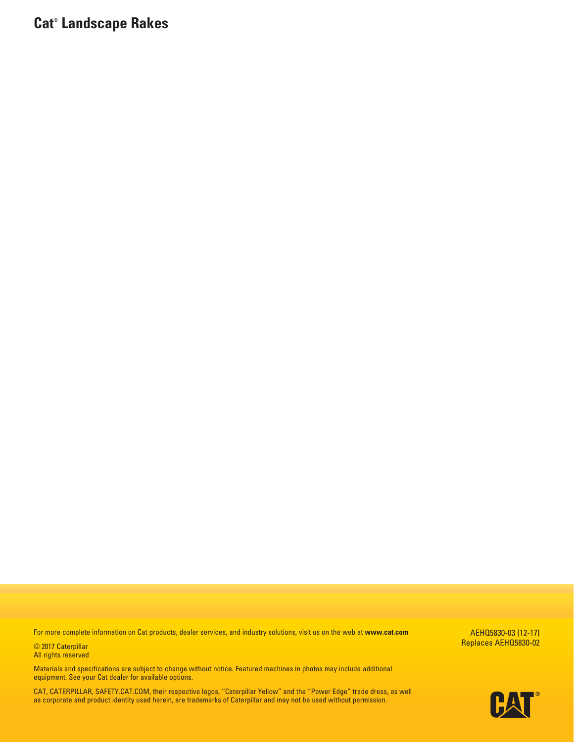# Cat® Landscape Rakes

For more complete information on Cat products, dealer services, and industry solutions, visit us on the web at **www.cat.com**

© 2017 Caterpillar
All rights reserved

Materials and specifications are subject to change without notice. Featured machines in photos may include additional equipment. See your Cat dealer for available options.

CAT, CATERPILLAR, SAFETY.CAT.COM, their respective logos, "Caterpillar Yellow" and the "Power Edge" trade dress, as well as corporate and product identity used herein, are trademarks of Caterpillar and may not be used without permission.

AEHQ5830-03 (12-17)
Replaces AEHQ5830-02